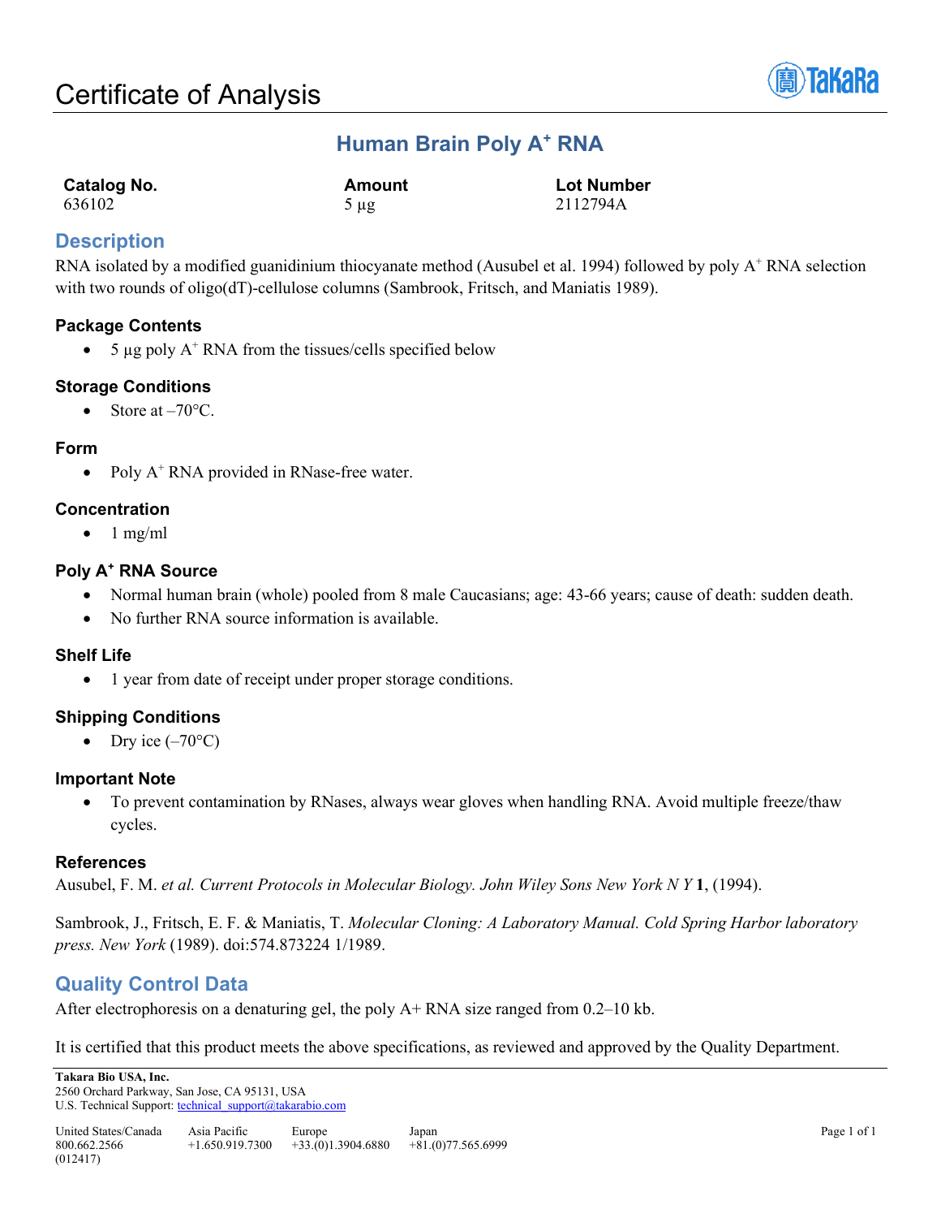# Certificate of Analysis

## Human Brain Poly A$^+$ RNA

| Catalog No. | Amount | Lot Number |
| --- | --- | --- |
| 636102 | 5 µg | 2112794A |

## Description

RNA isolated by a modified guanidinium thiocyanate method (Ausubel et al. 1994) followed by poly A$^+$ RNA selection with two rounds of oligo(dT)-cellulose columns (Sambrook, Fritsch, and Maniatis 1989).

### Package Contents

- 5 µg poly A$^+$ RNA from the tissues/cells specified below

### Storage Conditions

- Store at –70°C.

### Form

- Poly A$^+$ RNA provided in RNase-free water.

### Concentration

- 1 mg/ml

### Poly A$^+$ RNA Source

- Normal human brain (whole) pooled from 8 male Caucasians; age: 43-66 years; cause of death: sudden death.
- No further RNA source information is available.

### Shelf Life

- 1 year from date of receipt under proper storage conditions.

### Shipping Conditions

- Dry ice (–70°C)

### Important Note

- To prevent contamination by RNases, always wear gloves when handling RNA. Avoid multiple freeze/thaw cycles.

### References

Ausubel, F. M. *et al. Current Protocols in Molecular Biology. John Wiley Sons New York N Y* **1**, (1994).

Sambrook, J., Fritsch, E. F. & Maniatis, T. *Molecular Cloning: A Laboratory Manual. Cold Spring Harbor laboratory press. New York* (1989). doi:574.873224 1/1989.

## Quality Control Data

After electrophoresis on a denaturing gel, the poly A+ RNA size ranged from 0.2–10 kb.

It is certified that this product meets the above specifications, as reviewed and approved by the Quality Department.

**Takara Bio USA, Inc.**
2560 Orchard Parkway, San Jose, CA 95131, USA
U.S. Technical Support: technical_support@takarabio.com

| United States/Canada | Asia Pacific | Europe | Japan |
| --- | --- | --- | --- |
| 800.662.2566 | +1.650.919.7300 | +33.(0)1.3904.6880 | +81.(0)77.565.6999 |

(012417)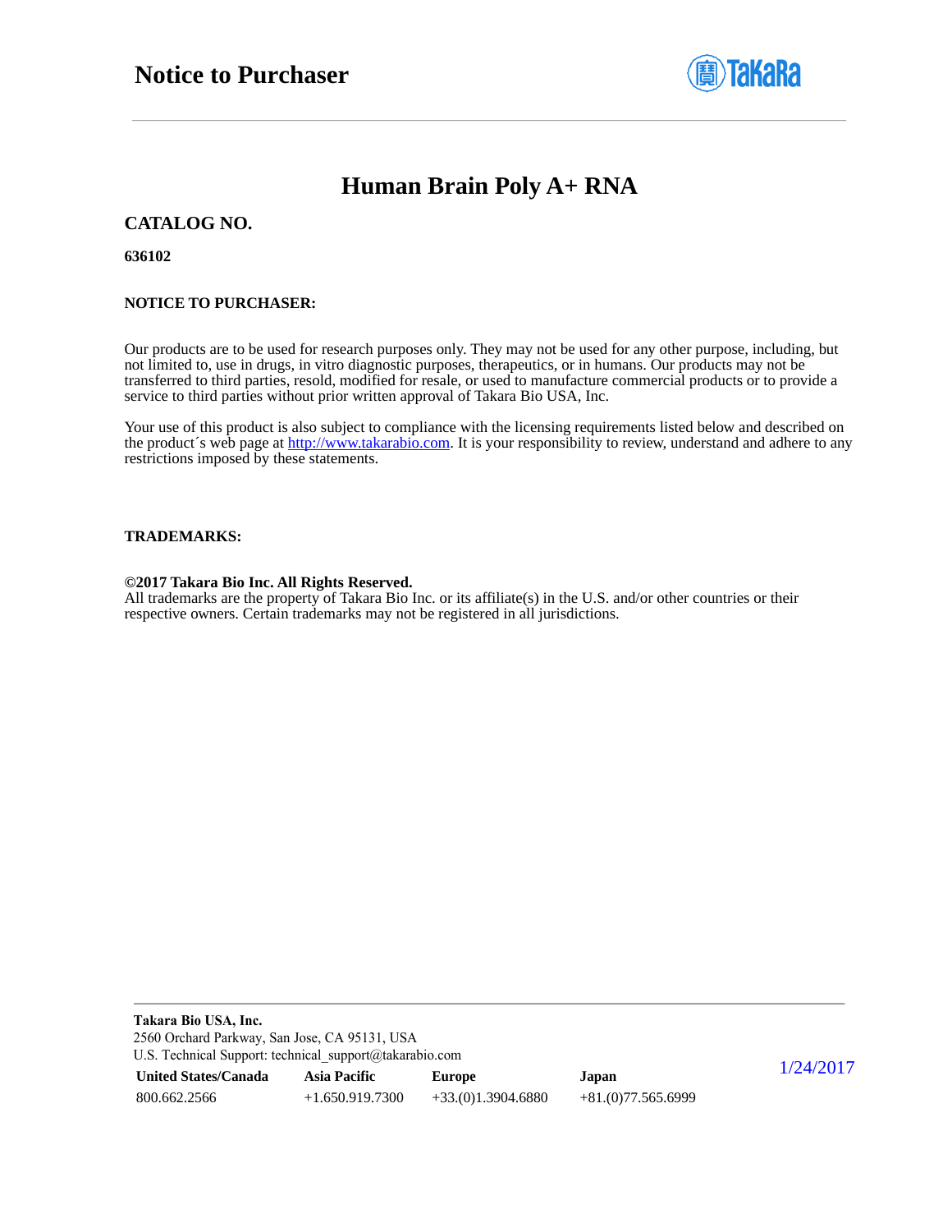# Notice to Purchaser

## Human Brain Poly A+ RNA

### CATALOG NO.

**636102**

**NOTICE TO PURCHASER:**

Our products are to be used for research purposes only. They may not be used for any other purpose, including, but not limited to, use in drugs, in vitro diagnostic purposes, therapeutics, or in humans. Our products may not be transferred to third parties, resold, modified for resale, or used to manufacture commercial products or to provide a service to third parties without prior written approval of Takara Bio USA, Inc.

Your use of this product is also subject to compliance with the licensing requirements listed below and described on the product´s web page at http://www.takarabio.com. It is your responsibility to review, understand and adhere to any restrictions imposed by these statements.

**TRADEMARKS:**

**©2017 Takara Bio Inc. All Rights Reserved.**
All trademarks are the property of Takara Bio Inc. or its affiliate(s) in the U.S. and/or other countries or their respective owners. Certain trademarks may not be registered in all jurisdictions.

**Takara Bio USA, Inc.**
2560 Orchard Parkway, San Jose, CA 95131, USA
U.S. Technical Support: technical_support@takarabio.com

| United States/Canada | Asia Pacific | Europe | Japan |
| --- | --- | --- | --- |
| 800.662.2566 | +1.650.919.7300 | +33.(0)1.3904.6880 | +81.(0)77.565.6999 |

1/24/2017